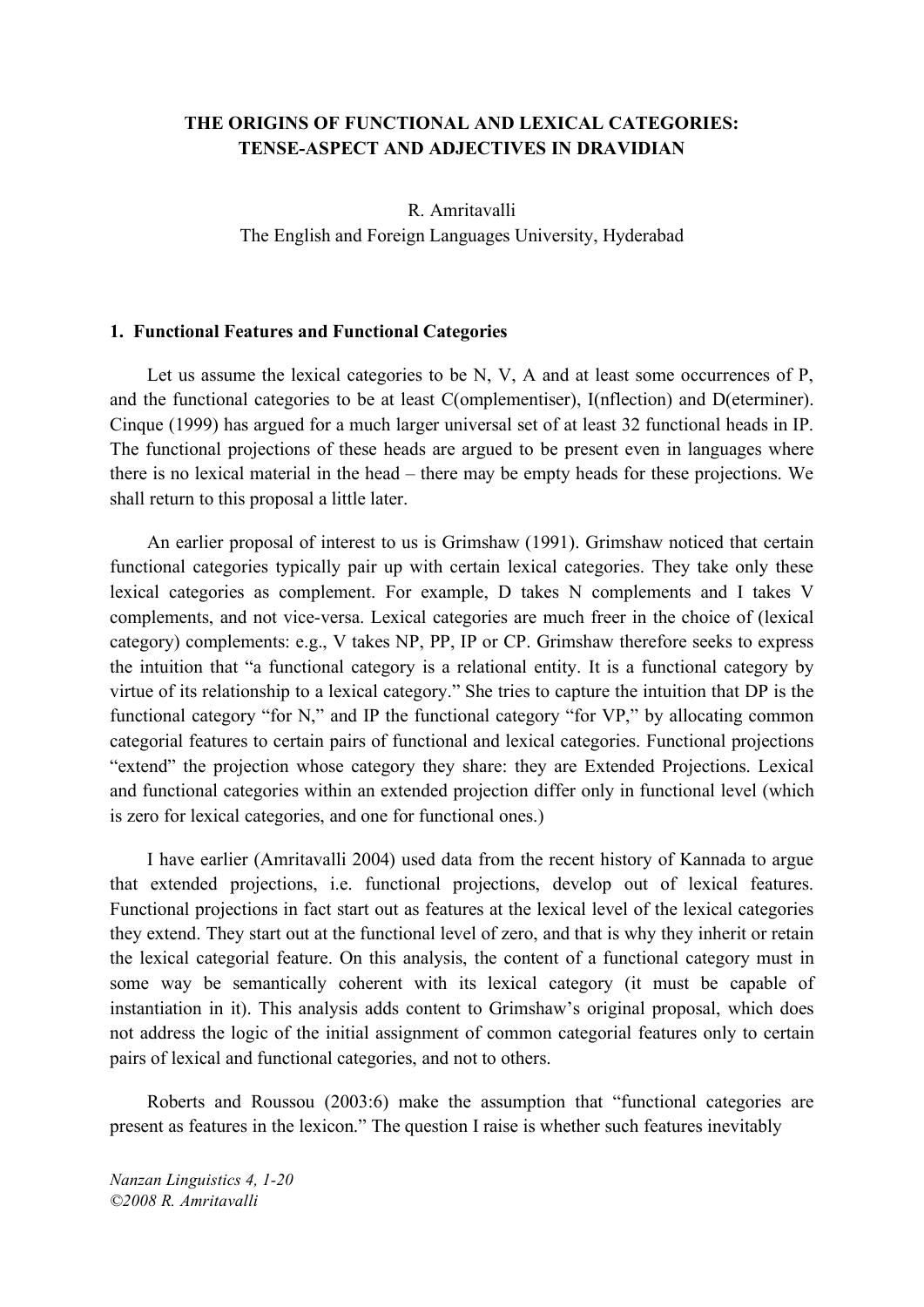# THE ORIGINS OF FUNCTIONAL AND LEXICAL CATEGORIES: TENSE-ASPECT AND ADJECTIVES IN DRAVIDIAN

R. Amritavalli
The English and Foreign Languages University, Hyderabad

## 1. Functional Features and Functional Categories

Let us assume the lexical categories to be N, V, A and at least some occurrences of P, and the functional categories to be at least C(omplementiser), I(nflection) and D(eterminer). Cinque (1999) has argued for a much larger universal set of at least 32 functional heads in IP. The functional projections of these heads are argued to be present even in languages where there is no lexical material in the head – there may be empty heads for these projections. We shall return to this proposal a little later.

An earlier proposal of interest to us is Grimshaw (1991). Grimshaw noticed that certain functional categories typically pair up with certain lexical categories. They take only these lexical categories as complement. For example, D takes N complements and I takes V complements, and not vice-versa. Lexical categories are much freer in the choice of (lexical category) complements: e.g., V takes NP, PP, IP or CP. Grimshaw therefore seeks to express the intuition that "a functional category is a relational entity. It is a functional category by virtue of its relationship to a lexical category." She tries to capture the intuition that DP is the functional category "for N," and IP the functional category "for VP," by allocating common categorial features to certain pairs of functional and lexical categories. Functional projections "extend" the projection whose category they share: they are Extended Projections. Lexical and functional categories within an extended projection differ only in functional level (which is zero for lexical categories, and one for functional ones.)

I have earlier (Amritavalli 2004) used data from the recent history of Kannada to argue that extended projections, i.e. functional projections, develop out of lexical features. Functional projections in fact start out as features at the lexical level of the lexical categories they extend. They start out at the functional level of zero, and that is why they inherit or retain the lexical categorial feature. On this analysis, the content of a functional category must in some way be semantically coherent with its lexical category (it must be capable of instantiation in it). This analysis adds content to Grimshaw's original proposal, which does not address the logic of the initial assignment of common categorial features only to certain pairs of lexical and functional categories, and not to others.

Roberts and Roussou (2003:6) make the assumption that "functional categories are present as features in the lexicon." The question I raise is whether such features inevitably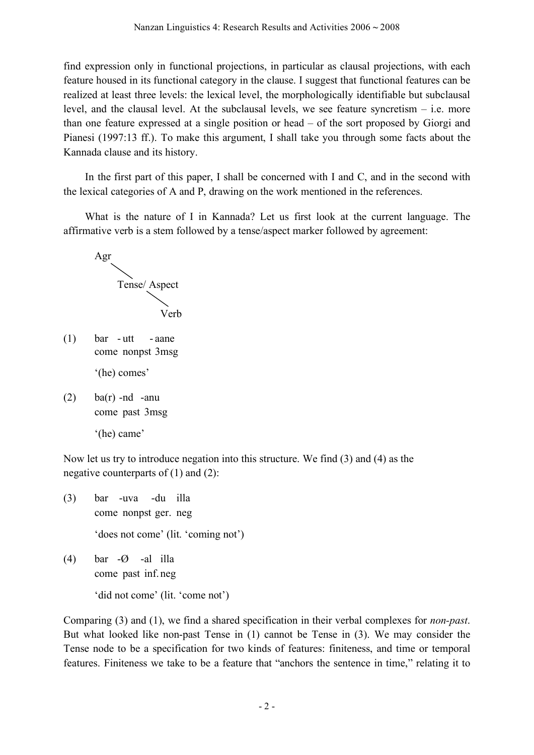find expression only in functional projections, in particular as clausal projections, with each feature housed in its functional category in the clause. I suggest that functional features can be realized at least three levels: the lexical level, the morphologically identifiable but subclausal level, and the clausal level. At the subclausal levels, we see feature syncretism – i.e. more than one feature expressed at a single position or head – of the sort proposed by Giorgi and Pianesi (1997:13 ff.). To make this argument, I shall take you through some facts about the Kannada clause and its history.

In the first part of this paper, I shall be concerned with I and C, and in the second with the lexical categories of A and P, drawing on the work mentioned in the references.

What is the nature of I in Kannada? Let us first look at the current language. The affirmative verb is a stem followed by a tense/aspect marker followed by agreement:

```
Agr
   \
    Tense/ Aspect
          \
           Verb
```

(1) bar - utt - aane
come nonpst 3msg

'(he) comes'

(2) ba(r) -nd -anu
come past 3msg

'(he) came'

Now let us try to introduce negation into this structure. We find (3) and (4) as the negative counterparts of (1) and (2):

(3) bar -uva -du illa
come nonpst ger. neg

'does not come' (lit. 'coming not')

(4) bar -Ø -al illa
come past inf. neg

'did not come' (lit. 'come not')

Comparing (3) and (1), we find a shared specification in their verbal complexes for *non-past*. But what looked like non-past Tense in (1) cannot be Tense in (3). We may consider the Tense node to be a specification for two kinds of features: finiteness, and time or temporal features. Finiteness we take to be a feature that "anchors the sentence in time," relating it to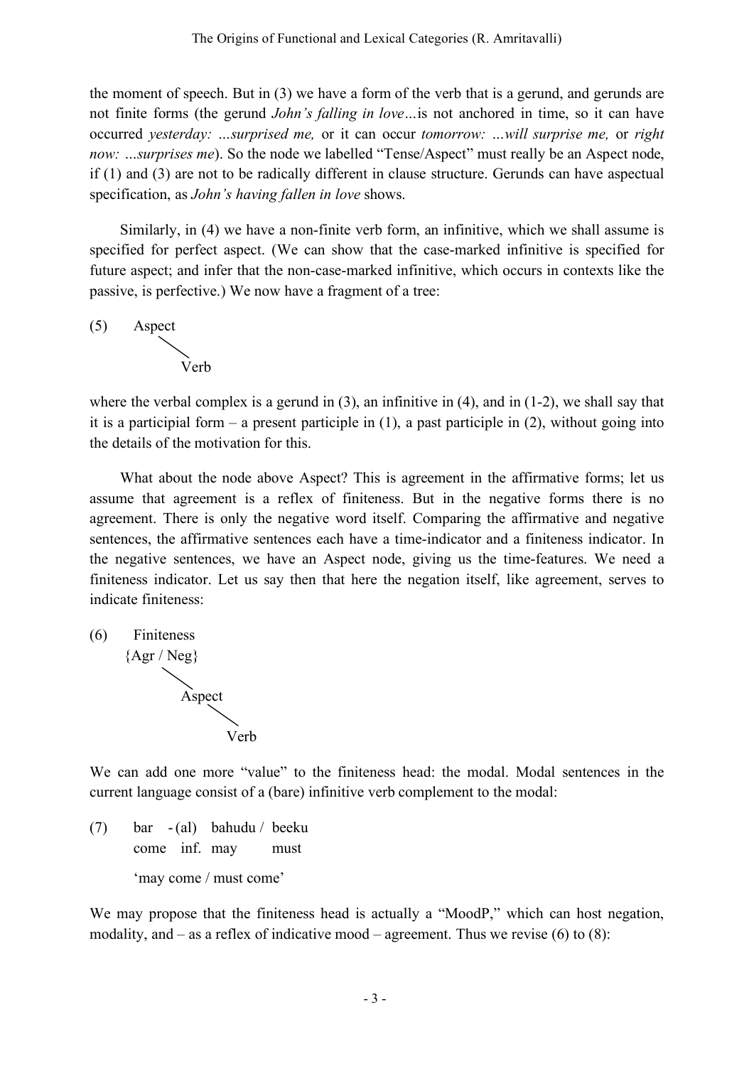the moment of speech. But in (3) we have a form of the verb that is a gerund, and gerunds are not finite forms (the gerund *John's falling in love*…is not anchored in time, so it can have occurred *yesterday: …surprised me,* or it can occur *tomorrow: …will surprise me,* or *right now: …surprises me*). So the node we labelled "Tense/Aspect" must really be an Aspect node, if (1) and (3) are not to be radically different in clause structure. Gerunds can have aspectual specification, as *John's having fallen in love* shows.

Similarly, in (4) we have a non-finite verb form, an infinitive, which we shall assume is specified for perfect aspect. (We can show that the case-marked infinitive is specified for future aspect; and infer that the non-case-marked infinitive, which occurs in contexts like the passive, is perfective.) We now have a fragment of a tree:

```
(5)   Aspect
          \
           Verb
```

where the verbal complex is a gerund in (3), an infinitive in (4), and in (1-2), we shall say that it is a participial form – a present participle in (1), a past participle in (2), without going into the details of the motivation for this.

What about the node above Aspect? This is agreement in the affirmative forms; let us assume that agreement is a reflex of finiteness. But in the negative forms there is no agreement. There is only the negative word itself. Comparing the affirmative and negative sentences, the affirmative sentences each have a time-indicator and a finiteness indicator. In the negative sentences, we have an Aspect node, giving us the time-features. We need a finiteness indicator. Let us say then that here the negation itself, like agreement, serves to indicate finiteness:

```
(6)   Finiteness
     {Agr / Neg}
          \
          Aspect
              \
               Verb
```

We can add one more "value" to the finiteness head: the modal. Modal sentences in the current language consist of a (bare) infinitive verb complement to the modal:

(7) bar -(al) bahudu / beeku
    come inf. may must

    'may come / must come'

We may propose that the finiteness head is actually a "MoodP," which can host negation, modality, and – as a reflex of indicative mood – agreement. Thus we revise (6) to (8):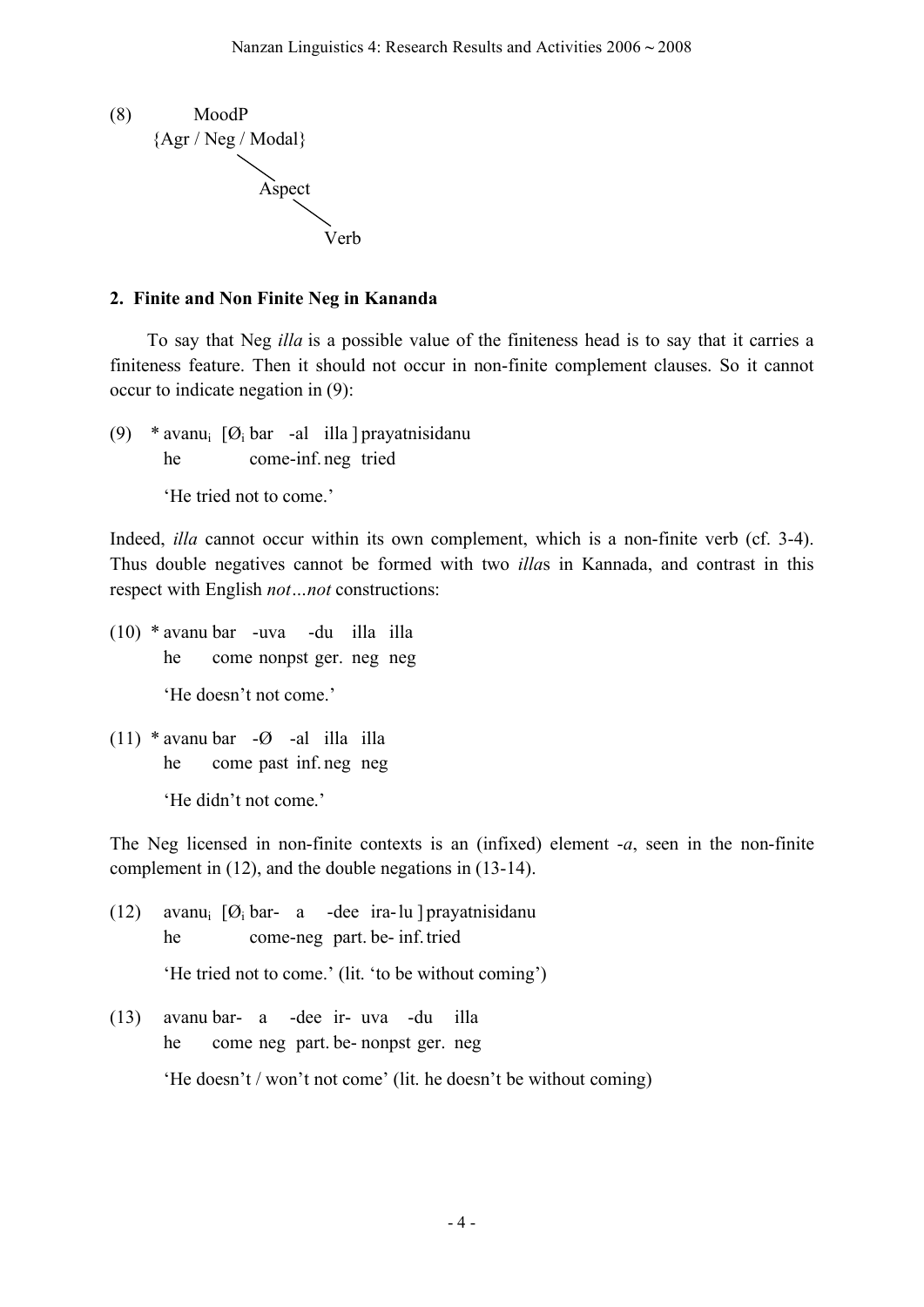(8) MoodP
{Agr / Neg / Modal}

```
        MoodP
  {Agr / Neg / Modal}
          \
         Aspect
             \
             Verb
```

## 2. Finite and Non Finite Neg in Kananda

To say that Neg *illa* is a possible value of the finiteness head is to say that it carries a finiteness feature. Then it should not occur in non-finite complement clauses. So it cannot occur to indicate negation in (9):

(9) * avanu$_i$ [Ø$_i$ bar -al illa ] prayatnisidanu
he come-inf. neg tried

'He tried not to come.'

Indeed, *illa* cannot occur within its own complement, which is a non-finite verb (cf. 3-4). Thus double negatives cannot be formed with two *illa*s in Kannada, and contrast in this respect with English *not…not* constructions:

(10) * avanu bar -uva -du illa illa
he come nonpst ger. neg neg

'He doesn't not come.'

(11) * avanu bar -Ø -al illa illa
he come past inf. neg neg

'He didn't not come.'

The Neg licensed in non-finite contexts is an (infixed) element -*a*, seen in the non-finite complement in (12), and the double negations in (13-14).

(12) avanu$_i$ [Ø$_i$ bar- a -dee ira- lu ] prayatnisidanu
he come-neg part. be- inf. tried

'He tried not to come.' (lit. 'to be without coming')

(13) avanu bar- a -dee ir- uva -du illa
he come neg part. be- nonpst ger. neg

'He doesn't / won't not come' (lit. he doesn't be without coming)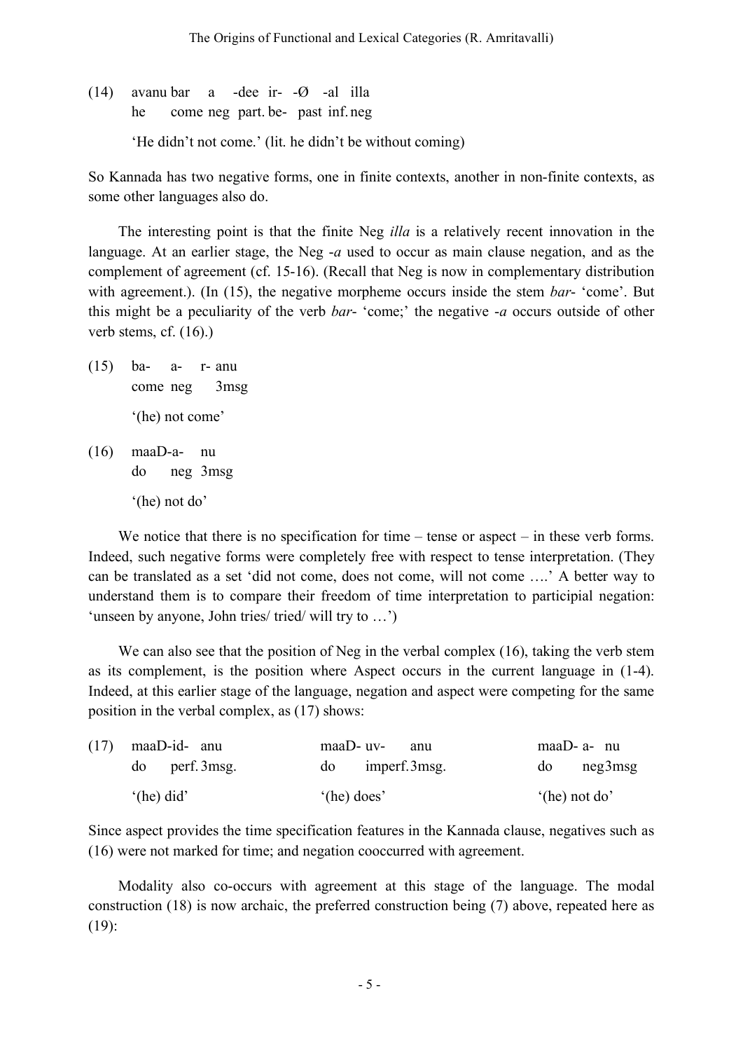(14) avanu bar a -dee ir- -Ø -al illa
he come neg part. be- past inf. neg

'He didn't not come.' (lit. he didn't be without coming)

So Kannada has two negative forms, one in finite contexts, another in non-finite contexts, as some other languages also do.

The interesting point is that the finite Neg *illa* is a relatively recent innovation in the language. At an earlier stage, the Neg *-a* used to occur as main clause negation, and as the complement of agreement (cf. 15-16). (Recall that Neg is now in complementary distribution with agreement.). (In (15), the negative morpheme occurs inside the stem *bar*- 'come'. But this might be a peculiarity of the verb *bar*- 'come;' the negative *-a* occurs outside of other verb stems, cf. (16).)

(15) ba- a- r- anu
come neg 3msg

'(he) not come'

(16) maaD-a- nu
do neg 3msg

'(he) not do'

We notice that there is no specification for time – tense or aspect – in these verb forms. Indeed, such negative forms were completely free with respect to tense interpretation. (They can be translated as a set 'did not come, does not come, will not come ….' A better way to understand them is to compare their freedom of time interpretation to participial negation: 'unseen by anyone, John tries/ tried/ will try to …')

We can also see that the position of Neg in the verbal complex (16), taking the verb stem as its complement, is the position where Aspect occurs in the current language in (1-4). Indeed, at this earlier stage of the language, negation and aspect were competing for the same position in the verbal complex, as (17) shows:

(17) maaD-id- anu — do perf. 3msg. — '(he) did'
maaD- uv- anu — do imperf. 3msg. — '(he) does'
maaD- a- nu — do neg3msg — '(he) not do'

Since aspect provides the time specification features in the Kannada clause, negatives such as (16) were not marked for time; and negation cooccurred with agreement.

Modality also co-occurs with agreement at this stage of the language. The modal construction (18) is now archaic, the preferred construction being (7) above, repeated here as (19):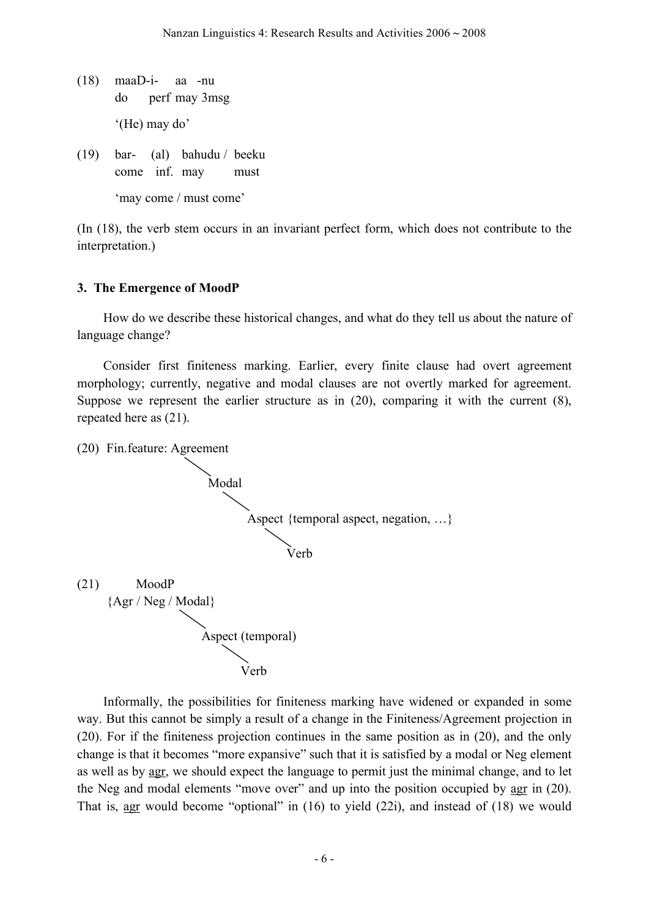(18) maaD-i- aa -nu
     do perf may 3msg

     '(He) may do'

(19) bar- (al) bahudu / beeku
     come inf. may must

     'may come / must come'

(In (18), the verb stem occurs in an invariant perfect form, which does not contribute to the interpretation.)

### 3. The Emergence of MoodP

How do we describe these historical changes, and what do they tell us about the nature of language change?

Consider first finiteness marking. Earlier, every finite clause had overt agreement morphology; currently, negative and modal clauses are not overtly marked for agreement. Suppose we represent the earlier structure as in (20), comparing it with the current (8), repeated here as (21).

```
(20)  Fin.feature: Agreement
            \
             Modal
                \
                 Aspect {temporal aspect, negation, …}
                    \
                     Verb

(21)       MoodP
      {Agr / Neg / Modal}
            \
             Aspect (temporal)
                \
                 Verb
```

Informally, the possibilities for finiteness marking have widened or expanded in some way. But this cannot be simply a result of a change in the Finiteness/Agreement projection in (20). For if the finiteness projection continues in the same position as in (20), and the only change is that it becomes "more expansive" such that it is satisfied by a modal or Neg element as well as by <u>agr</u>, we should expect the language to permit just the minimal change, and to let the Neg and modal elements "move over" and up into the position occupied by <u>agr</u> in (20). That is, <u>agr</u> would become "optional" in (16) to yield (22i), and instead of (18) we would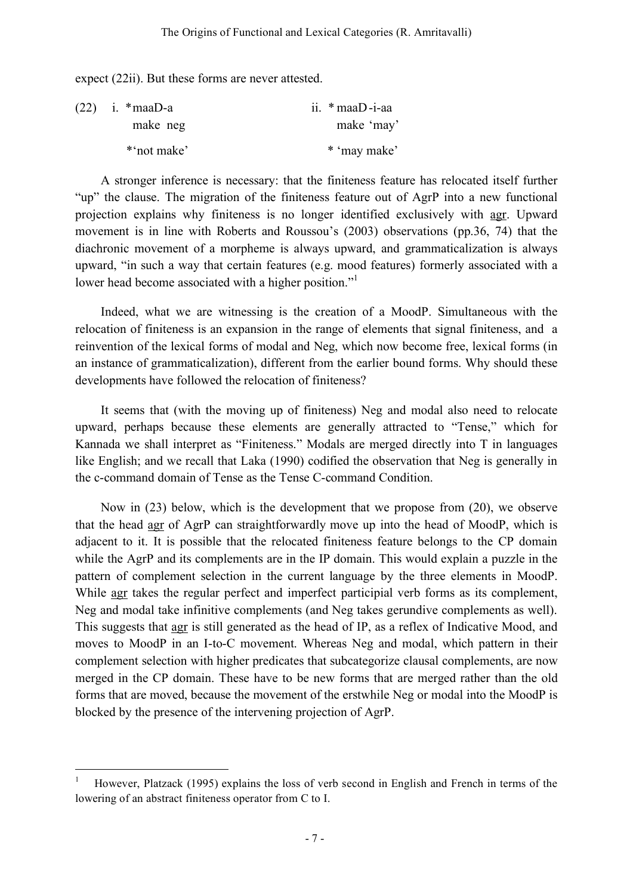expect (22ii). But these forms are never attested.

(22) i. *maaD-a  
  make neg  
  *'not make'

ii. * maaD-i-aa  
  make 'may'  
  * 'may make'

A stronger inference is necessary: that the finiteness feature has relocated itself further "up" the clause. The migration of the finiteness feature out of AgrP into a new functional projection explains why finiteness is no longer identified exclusively with agr. Upward movement is in line with Roberts and Roussou's (2003) observations (pp.36, 74) that the diachronic movement of a morpheme is always upward, and grammaticalization is always upward, "in such a way that certain features (e.g. mood features) formerly associated with a lower head become associated with a higher position."[1]

Indeed, what we are witnessing is the creation of a MoodP. Simultaneous with the relocation of finiteness is an expansion in the range of elements that signal finiteness, and a reinvention of the lexical forms of modal and Neg, which now become free, lexical forms (in an instance of grammaticalization), different from the earlier bound forms. Why should these developments have followed the relocation of finiteness?

It seems that (with the moving up of finiteness) Neg and modal also need to relocate upward, perhaps because these elements are generally attracted to "Tense," which for Kannada we shall interpret as "Finiteness." Modals are merged directly into T in languages like English; and we recall that Laka (1990) codified the observation that Neg is generally in the c-command domain of Tense as the Tense C-command Condition.

Now in (23) below, which is the development that we propose from (20), we observe that the head agr of AgrP can straightforwardly move up into the head of MoodP, which is adjacent to it. It is possible that the relocated finiteness feature belongs to the CP domain while the AgrP and its complements are in the IP domain. This would explain a puzzle in the pattern of complement selection in the current language by the three elements in MoodP. While agr takes the regular perfect and imperfect participial verb forms as its complement, Neg and modal take infinitive complements (and Neg takes gerundive complements as well). This suggests that agr is still generated as the head of IP, as a reflex of Indicative Mood, and moves to MoodP in an I-to-C movement. Whereas Neg and modal, which pattern in their complement selection with higher predicates that subcategorize clausal complements, are now merged in the CP domain. These have to be new forms that are merged rather than the old forms that are moved, because the movement of the erstwhile Neg or modal into the MoodP is blocked by the presence of the intervening projection of AgrP.

---

[1] However, Platzack (1995) explains the loss of verb second in English and French in terms of the lowering of an abstract finiteness operator from C to I.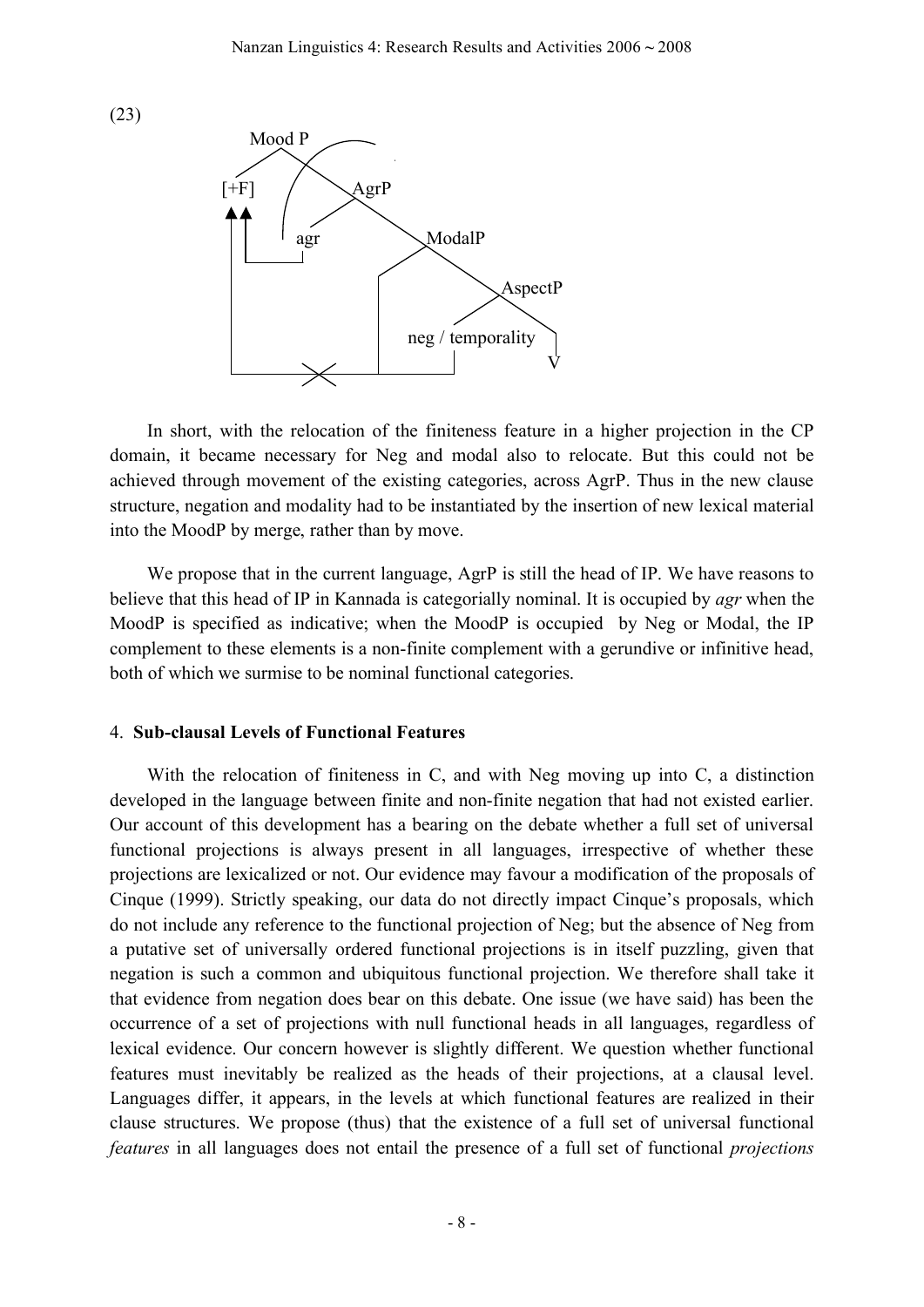(23)

```
Mood P
[+F]        AgrP
       agr        ModalP
                        AspectP
              neg / temporality
                              V
```

In short, with the relocation of the finiteness feature in a higher projection in the CP domain, it became necessary for Neg and modal also to relocate. But this could not be achieved through movement of the existing categories, across AgrP. Thus in the new clause structure, negation and modality had to be instantiated by the insertion of new lexical material into the MoodP by merge, rather than by move.

We propose that in the current language, AgrP is still the head of IP. We have reasons to believe that this head of IP in Kannada is categorially nominal. It is occupied by *agr* when the MoodP is specified as indicative; when the MoodP is occupied by Neg or Modal, the IP complement to these elements is a non-finite complement with a gerundive or infinitive head, both of which we surmise to be nominal functional categories.

## 4. Sub-clausal Levels of Functional Features

With the relocation of finiteness in C, and with Neg moving up into C, a distinction developed in the language between finite and non-finite negation that had not existed earlier. Our account of this development has a bearing on the debate whether a full set of universal functional projections is always present in all languages, irrespective of whether these projections are lexicalized or not. Our evidence may favour a modification of the proposals of Cinque (1999). Strictly speaking, our data do not directly impact Cinque's proposals, which do not include any reference to the functional projection of Neg; but the absence of Neg from a putative set of universally ordered functional projections is in itself puzzling, given that negation is such a common and ubiquitous functional projection. We therefore shall take it that evidence from negation does bear on this debate. One issue (we have said) has been the occurrence of a set of projections with null functional heads in all languages, regardless of lexical evidence. Our concern however is slightly different. We question whether functional features must inevitably be realized as the heads of their projections, at a clausal level. Languages differ, it appears, in the levels at which functional features are realized in their clause structures. We propose (thus) that the existence of a full set of universal functional *features* in all languages does not entail the presence of a full set of functional *projections*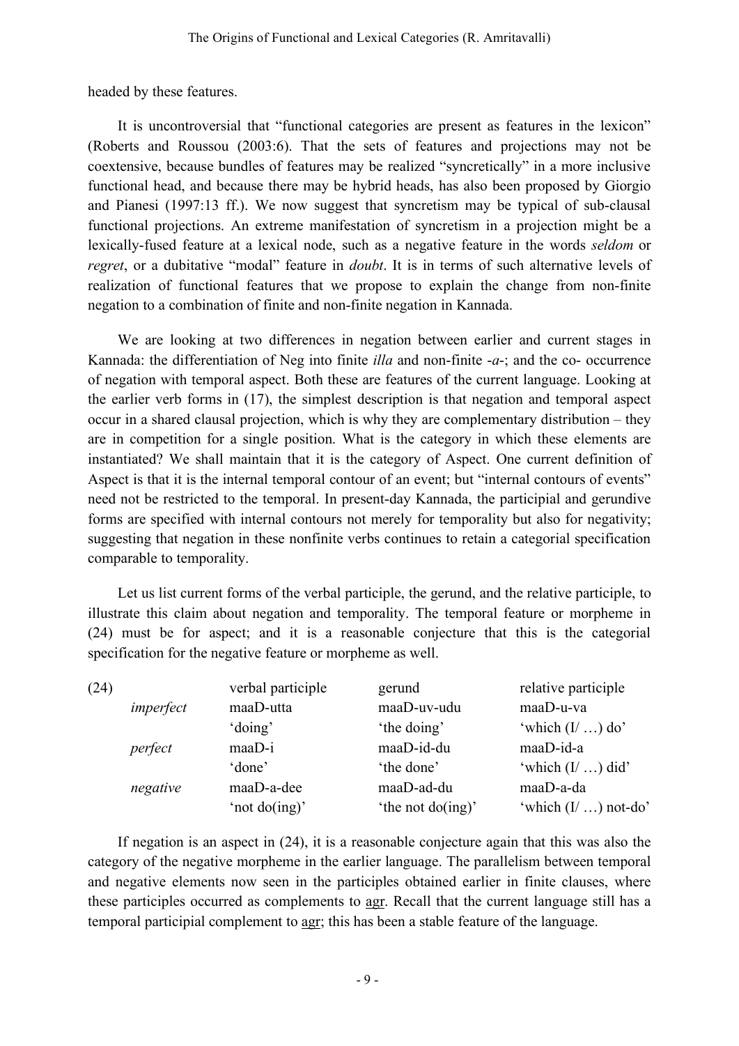headed by these features.

It is uncontroversial that "functional categories are present as features in the lexicon" (Roberts and Roussou (2003:6). That the sets of features and projections may not be coextensive, because bundles of features may be realized "syncretically" in a more inclusive functional head, and because there may be hybrid heads, has also been proposed by Giorgio and Pianesi (1997:13 ff.). We now suggest that syncretism may be typical of sub-clausal functional projections. An extreme manifestation of syncretism in a projection might be a lexically-fused feature at a lexical node, such as a negative feature in the words *seldom* or *regret*, or a dubitative "modal" feature in *doubt*. It is in terms of such alternative levels of realization of functional features that we propose to explain the change from non-finite negation to a combination of finite and non-finite negation in Kannada.

We are looking at two differences in negation between earlier and current stages in Kannada: the differentiation of Neg into finite *illa* and non-finite -*a*-; and the co- occurrence of negation with temporal aspect. Both these are features of the current language. Looking at the earlier verb forms in (17), the simplest description is that negation and temporal aspect occur in a shared clausal projection, which is why they are complementary distribution – they are in competition for a single position. What is the category in which these elements are instantiated? We shall maintain that it is the category of Aspect. One current definition of Aspect is that it is the internal temporal contour of an event; but "internal contours of events" need not be restricted to the temporal. In present-day Kannada, the participial and gerundive forms are specified with internal contours not merely for temporality but also for negativity; suggesting that negation in these nonfinite verbs continues to retain a categorial specification comparable to temporality.

Let us list current forms of the verbal participle, the gerund, and the relative participle, to illustrate this claim about negation and temporality. The temporal feature or morpheme in (24) must be for aspect; and it is a reasonable conjecture that this is the categorial specification for the negative feature or morpheme as well.

(24)

| | verbal participle | gerund | relative participle |
|---|---|---|---|
| *imperfect* | maaD-utta | maaD-uv-udu | maaD-u-va |
| | 'doing' | 'the doing' | 'which (I/ …) do' |
| *perfect* | maaD-i | maaD-id-du | maaD-id-a |
| | 'done' | 'the done' | 'which (I/ …) did' |
| *negative* | maaD-a-dee | maaD-ad-du | maaD-a-da |
| | 'not do(ing)' | 'the not do(ing)' | 'which (I/ …) not-do' |

If negation is an aspect in (24), it is a reasonable conjecture again that this was also the category of the negative morpheme in the earlier language. The parallelism between temporal and negative elements now seen in the participles obtained earlier in finite clauses, where these participles occurred as complements to agr. Recall that the current language still has a temporal participial complement to agr; this has been a stable feature of the language.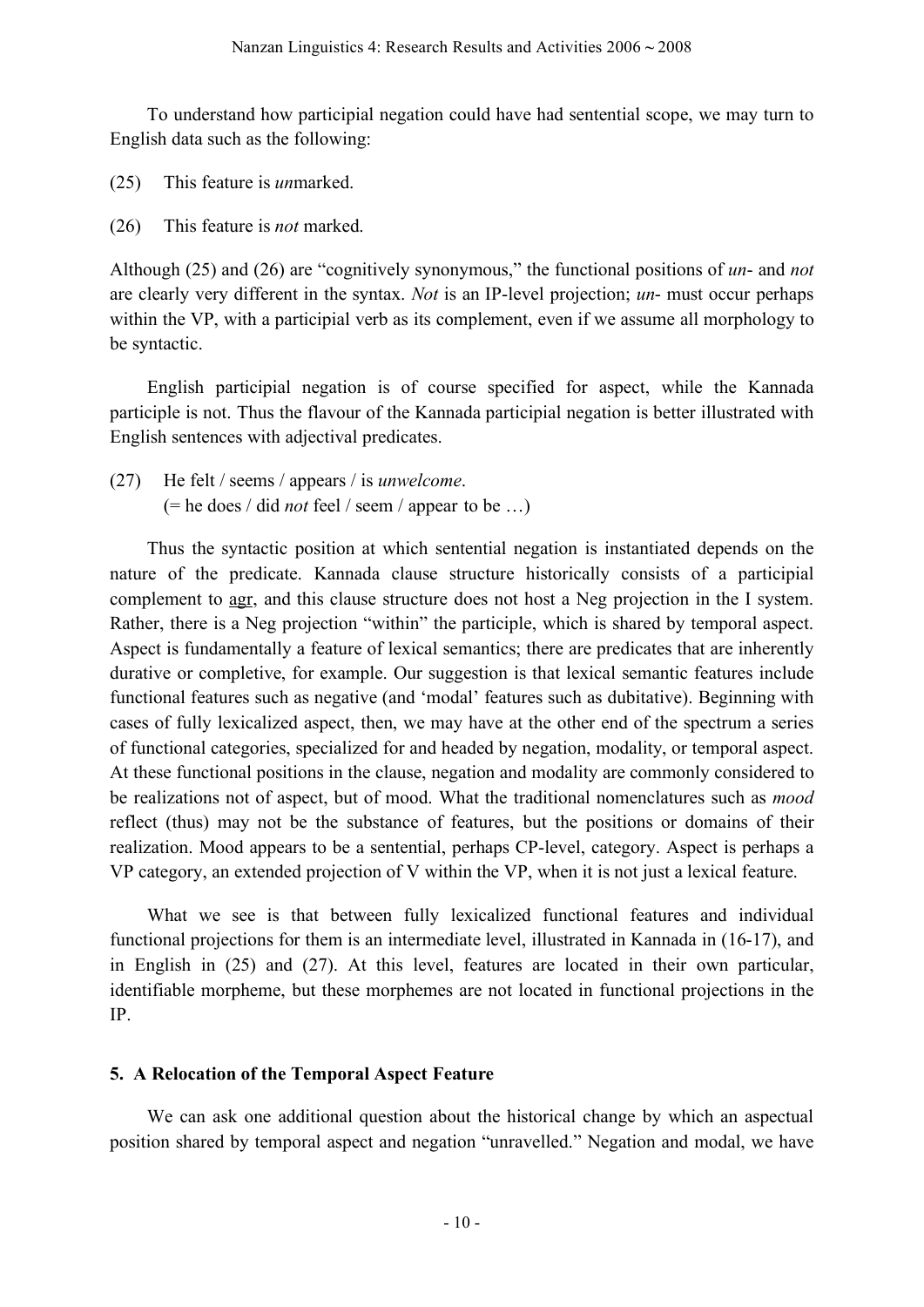To understand how participial negation could have had sentential scope, we may turn to English data such as the following:

(25) This feature is *un*marked.

(26) This feature is *not* marked.

Although (25) and (26) are "cognitively synonymous," the functional positions of *un-* and *not* are clearly very different in the syntax. *Not* is an IP-level projection; *un-* must occur perhaps within the VP, with a participial verb as its complement, even if we assume all morphology to be syntactic.

English participial negation is of course specified for aspect, while the Kannada participle is not. Thus the flavour of the Kannada participial negation is better illustrated with English sentences with adjectival predicates.

(27) He felt / seems / appears / is *unwelcome*.
(= he does / did *not* feel / seem / appear to be …)

Thus the syntactic position at which sentential negation is instantiated depends on the nature of the predicate. Kannada clause structure historically consists of a participial complement to agr, and this clause structure does not host a Neg projection in the I system. Rather, there is a Neg projection "within" the participle, which is shared by temporal aspect. Aspect is fundamentally a feature of lexical semantics; there are predicates that are inherently durative or completive, for example. Our suggestion is that lexical semantic features include functional features such as negative (and 'modal' features such as dubitative). Beginning with cases of fully lexicalized aspect, then, we may have at the other end of the spectrum a series of functional categories, specialized for and headed by negation, modality, or temporal aspect. At these functional positions in the clause, negation and modality are commonly considered to be realizations not of aspect, but of mood. What the traditional nomenclatures such as *mood* reflect (thus) may not be the substance of features, but the positions or domains of their realization. Mood appears to be a sentential, perhaps CP-level, category. Aspect is perhaps a VP category, an extended projection of V within the VP, when it is not just a lexical feature.

What we see is that between fully lexicalized functional features and individual functional projections for them is an intermediate level, illustrated in Kannada in (16-17), and in English in (25) and (27). At this level, features are located in their own particular, identifiable morpheme, but these morphemes are not located in functional projections in the IP.

## 5. A Relocation of the Temporal Aspect Feature

We can ask one additional question about the historical change by which an aspectual position shared by temporal aspect and negation "unravelled." Negation and modal, we have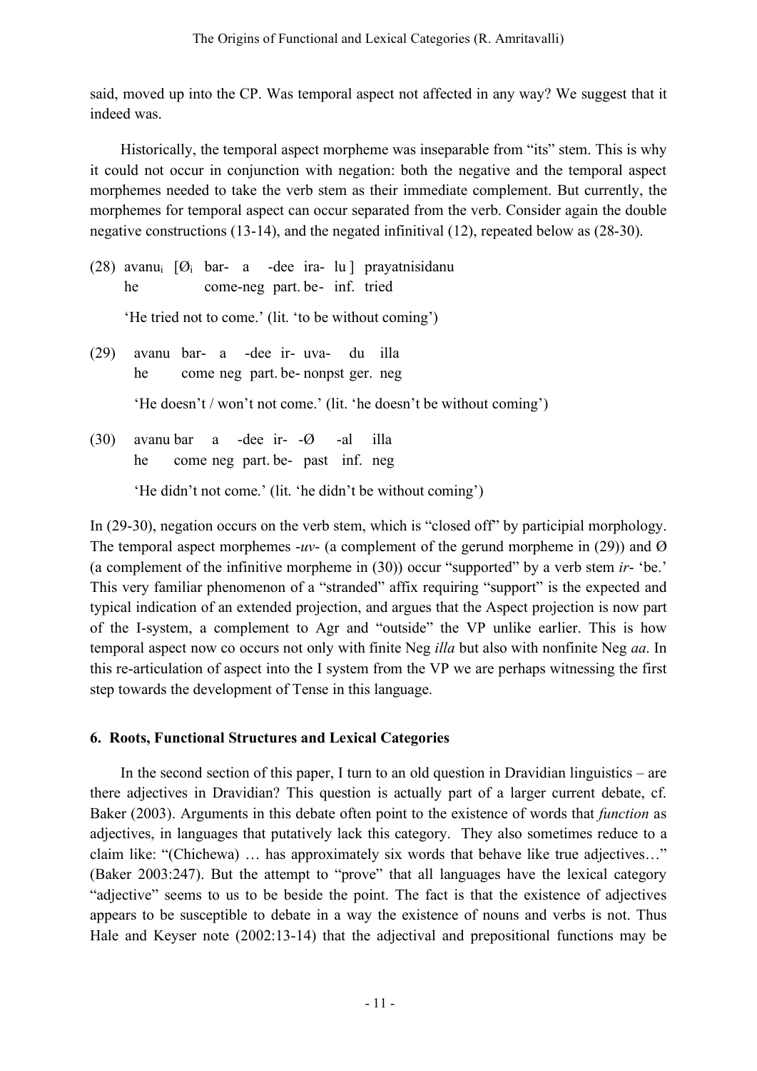said, moved up into the CP. Was temporal aspect not affected in any way? We suggest that it indeed was.

Historically, the temporal aspect morpheme was inseparable from "its" stem. This is why it could not occur in conjunction with negation: both the negative and the temporal aspect morphemes needed to take the verb stem as their immediate complement. But currently, the morphemes for temporal aspect can occur separated from the verb. Consider again the double negative constructions (13-14), and the negated infinitival (12), repeated below as (28-30).

(28) avanu$_i$ [Ø$_i$ bar- a -dee ira- lu ] prayatnisidanu
he come-neg part. be- inf. tried

'He tried not to come.' (lit. 'to be without coming')

(29) avanu bar- a -dee ir- uva- du illa
he come neg part. be- nonpst ger. neg

'He doesn't / won't not come.' (lit. 'he doesn't be without coming')

(30) avanu bar a -dee ir- -Ø -al illa
he come neg part. be- past inf. neg

'He didn't not come.' (lit. 'he didn't be without coming')

In (29-30), negation occurs on the verb stem, which is "closed off" by participial morphology. The temporal aspect morphemes *-uv-* (a complement of the gerund morpheme in (29)) and Ø (a complement of the infinitive morpheme in (30)) occur "supported" by a verb stem *ir-* 'be.' This very familiar phenomenon of a "stranded" affix requiring "support" is the expected and typical indication of an extended projection, and argues that the Aspect projection is now part of the I-system, a complement to Agr and "outside" the VP unlike earlier. This is how temporal aspect now co occurs not only with finite Neg *illa* but also with nonfinite Neg *aa*. In this re-articulation of aspect into the I system from the VP we are perhaps witnessing the first step towards the development of Tense in this language.

## 6. Roots, Functional Structures and Lexical Categories

In the second section of this paper, I turn to an old question in Dravidian linguistics – are there adjectives in Dravidian? This question is actually part of a larger current debate, cf. Baker (2003). Arguments in this debate often point to the existence of words that *function* as adjectives, in languages that putatively lack this category. They also sometimes reduce to a claim like: "(Chichewa) … has approximately six words that behave like true adjectives…" (Baker 2003:247). But the attempt to "prove" that all languages have the lexical category "adjective" seems to us to be beside the point. The fact is that the existence of adjectives appears to be susceptible to debate in a way the existence of nouns and verbs is not. Thus Hale and Keyser note (2002:13-14) that the adjectival and prepositional functions may be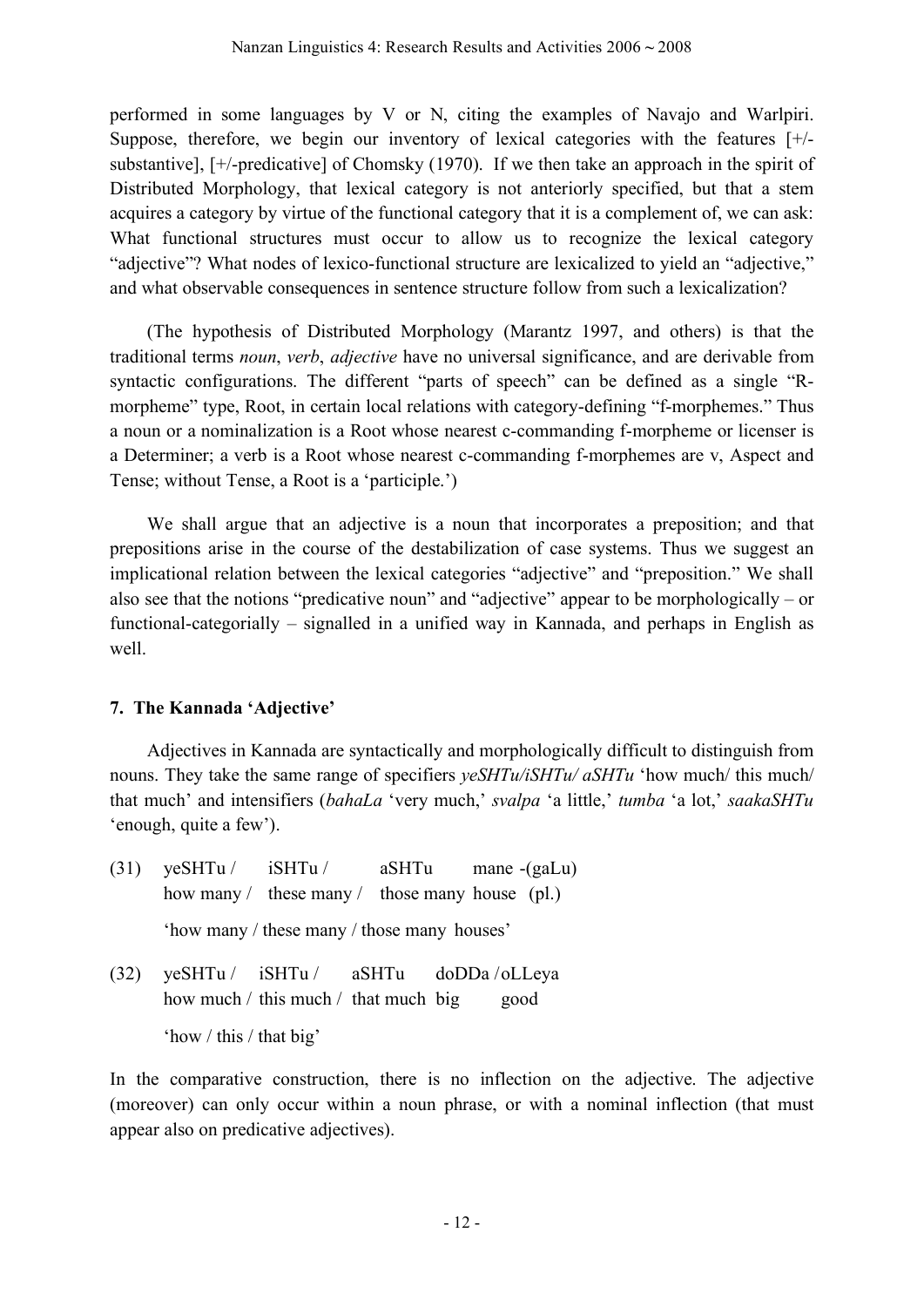performed in some languages by V or N, citing the examples of Navajo and Warlpiri. Suppose, therefore, we begin our inventory of lexical categories with the features [+/-substantive], [+/-predicative] of Chomsky (1970). If we then take an approach in the spirit of Distributed Morphology, that lexical category is not anteriorly specified, but that a stem acquires a category by virtue of the functional category that it is a complement of, we can ask: What functional structures must occur to allow us to recognize the lexical category "adjective"? What nodes of lexico-functional structure are lexicalized to yield an "adjective," and what observable consequences in sentence structure follow from such a lexicalization?

(The hypothesis of Distributed Morphology (Marantz 1997, and others) is that the traditional terms *noun*, *verb*, *adjective* have no universal significance, and are derivable from syntactic configurations. The different "parts of speech" can be defined as a single "R-morpheme" type, Root, in certain local relations with category-defining "f-morphemes." Thus a noun or a nominalization is a Root whose nearest c-commanding f-morpheme or licenser is a Determiner; a verb is a Root whose nearest c-commanding f-morphemes are v, Aspect and Tense; without Tense, a Root is a 'participle.')

We shall argue that an adjective is a noun that incorporates a preposition; and that prepositions arise in the course of the destabilization of case systems. Thus we suggest an implicational relation between the lexical categories "adjective" and "preposition." We shall also see that the notions "predicative noun" and "adjective" appear to be morphologically – or functional-categorially – signalled in a unified way in Kannada, and perhaps in English as well.

## 7. The Kannada 'Adjective'

Adjectives in Kannada are syntactically and morphologically difficult to distinguish from nouns. They take the same range of specifiers *yeSHTu/iSHTu/ aSHTu* 'how much/ this much/ that much' and intensifiers (*bahaLa* 'very much,' *svalpa* 'a little,' *tumba* 'a lot,' *saakaSHTu* 'enough, quite a few').

(31) yeSHTu / iSHTu / aSHTu mane -(gaLu)
how many / these many / those many house (pl.)

'how many / these many / those many houses'

(32) yeSHTu / iSHTu / aSHTu doDDa /oLLeya
how much / this much / that much big good

'how / this / that big'

In the comparative construction, there is no inflection on the adjective. The adjective (moreover) can only occur within a noun phrase, or with a nominal inflection (that must appear also on predicative adjectives).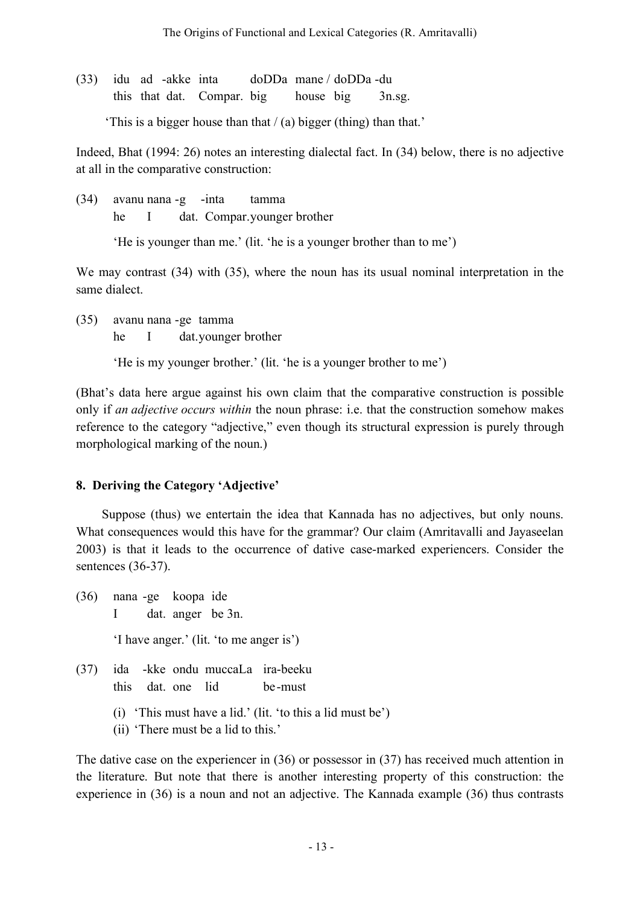(33) idu ad -akke inta doDDa mane / doDDa -du
this that dat. Compar. big house big 3n.sg.

'This is a bigger house than that / (a) bigger (thing) than that.'

Indeed, Bhat (1994: 26) notes an interesting dialectal fact. In (34) below, there is no adjective at all in the comparative construction:

(34) avanu nana -g -inta tamma
he I dat. Compar. younger brother

'He is younger than me.' (lit. 'he is a younger brother than to me')

We may contrast (34) with (35), where the noun has its usual nominal interpretation in the same dialect.

(35) avanu nana -ge tamma
he I dat. younger brother

'He is my younger brother.' (lit. 'he is a younger brother to me')

(Bhat's data here argue against his own claim that the comparative construction is possible only if *an adjective occurs within* the noun phrase: i.e. that the construction somehow makes reference to the category "adjective," even though its structural expression is purely through morphological marking of the noun.)

## 8. Deriving the Category 'Adjective'

Suppose (thus) we entertain the idea that Kannada has no adjectives, but only nouns. What consequences would this have for the grammar? Our claim (Amritavalli and Jayaseelan 2003) is that it leads to the occurrence of dative case-marked experiencers. Consider the sentences (36-37).

(36) nana -ge koopa ide
I dat. anger be 3n.

'I have anger.' (lit. 'to me anger is')

(37) ida -kke ondu muccaLa ira-beeku
this dat. one lid be-must

(i) 'This must have a lid.' (lit. 'to this a lid must be')
(ii) 'There must be a lid to this.'

The dative case on the experiencer in (36) or possessor in (37) has received much attention in the literature. But note that there is another interesting property of this construction: the experience in (36) is a noun and not an adjective. The Kannada example (36) thus contrasts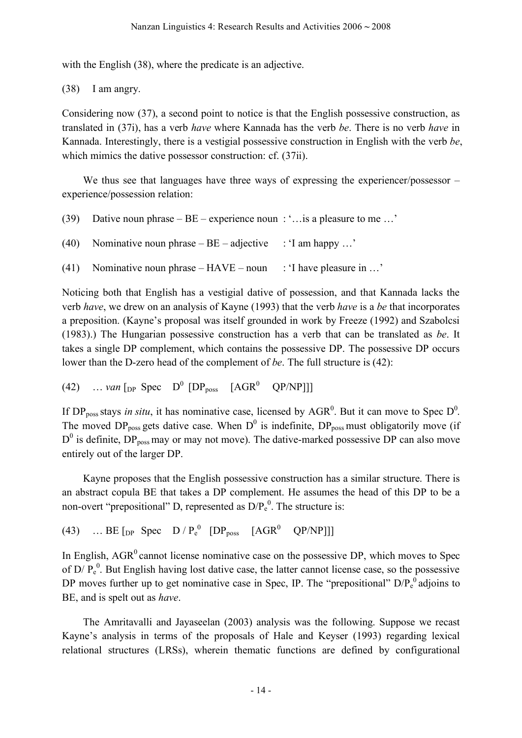with the English (38), where the predicate is an adjective.

(38) I am angry.

Considering now (37), a second point to notice is that the English possessive construction, as translated in (37i), has a verb *have* where Kannada has the verb *be*. There is no verb *have* in Kannada. Interestingly, there is a vestigial possessive construction in English with the verb *be*, which mimics the dative possessor construction: cf. (37ii).

We thus see that languages have three ways of expressing the experiencer/possessor – experience/possession relation:

(39) Dative noun phrase – BE – experience noun : '…is a pleasure to me …'

(40) Nominative noun phrase – BE – adjective : 'I am happy …'

(41) Nominative noun phrase – HAVE – noun : 'I have pleasure in …'

Noticing both that English has a vestigial dative of possession, and that Kannada lacks the verb *have*, we drew on an analysis of Kayne (1993) that the verb *have* is a *be* that incorporates a preposition. (Kayne's proposal was itself grounded in work by Freeze (1992) and Szabolcsi (1983).) The Hungarian possessive construction has a verb that can be translated as *be*. It takes a single DP complement, which contains the possessive DP. The possessive DP occurs lower than the D-zero head of the complement of *be*. The full structure is (42):

(42) … *van* $[_{DP}$ Spec $D^0$ $[DP_{poss}$ $[AGR^0$ QP/NP]]]

If $DP_{poss}$ stays *in situ*, it has nominative case, licensed by $AGR^0$. But it can move to Spec $D^0$. The moved $DP_{poss}$ gets dative case. When $D^0$ is indefinite, $DP_{poss}$ must obligatorily move (if $D^0$ is definite, $DP_{poss}$ may or may not move). The dative-marked possessive DP can also move entirely out of the larger DP.

Kayne proposes that the English possessive construction has a similar structure. There is an abstract copula BE that takes a DP complement. He assumes the head of this DP to be a non-overt "prepositional" D, represented as $D/P_e^0$. The structure is:

(43) … BE $[_{DP}$ Spec $D / P_e^0$ $[DP_{poss}$ $[AGR^0$ QP/NP]]]

In English, $AGR^0$ cannot license nominative case on the possessive DP, which moves to Spec of $D/P_e^0$. But English having lost dative case, the latter cannot license case, so the possessive DP moves further up to get nominative case in Spec, IP. The "prepositional" $D/P_e^0$ adjoins to BE, and is spelt out as *have*.

The Amritavalli and Jayaseelan (2003) analysis was the following. Suppose we recast Kayne's analysis in terms of the proposals of Hale and Keyser (1993) regarding lexical relational structures (LRSs), wherein thematic functions are defined by configurational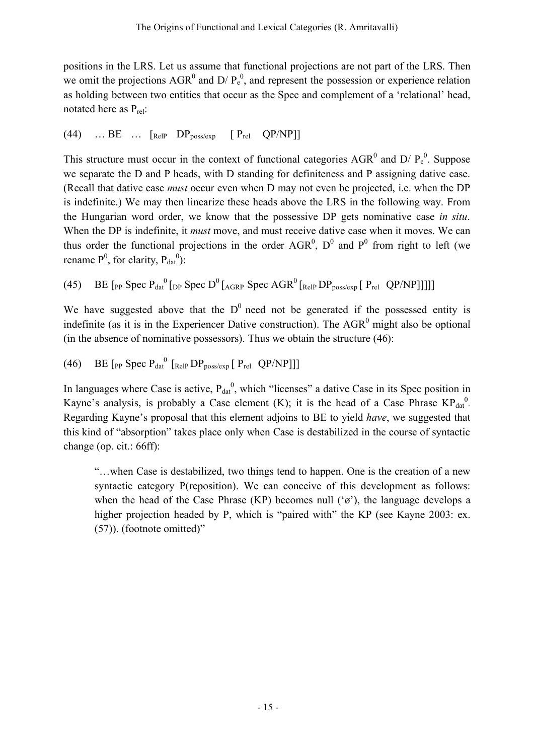positions in the LRS. Let us assume that functional projections are not part of the LRS. Then we omit the projections $AGR^0$ and D/ $P_e^0$, and represent the possession or experience relation as holding between two entities that occur as the Spec and complement of a 'relational' head, notated here as $P_{rel}$:

(44) … BE … [$_{RelP}$ $DP_{poss/exp}$ [ $P_{rel}$ QP/NP]]

This structure must occur in the context of functional categories $AGR^0$ and D/ $P_e^0$. Suppose we separate the D and P heads, with D standing for definiteness and P assigning dative case. (Recall that dative case *must* occur even when D may not even be projected, i.e. when the DP is indefinite.) We may then linearize these heads above the LRS in the following way. From the Hungarian word order, we know that the possessive DP gets nominative case *in situ*. When the DP is indefinite, it *must* move, and must receive dative case when it moves. We can thus order the functional projections in the order $AGR^0$, $D^0$ and $P^0$ from right to left (we rename $P^0$, for clarity, $P_{dat}^0$):

(45) BE [$_{PP}$ Spec $P_{dat}^0$ [$_{DP}$ Spec $D^0$ [$_{AGRP}$ Spec $AGR^0$ [$_{RelP}$ $DP_{poss/exp}$ [ $P_{rel}$ QP/NP]]]]]

We have suggested above that the $D^0$ need not be generated if the possessed entity is indefinite (as it is in the Experiencer Dative construction). The $AGR^0$ might also be optional (in the absence of nominative possessors). Thus we obtain the structure (46):

(46) BE [$_{PP}$ Spec $P_{dat}^0$ [$_{RelP}$ $DP_{poss/exp}$ [ $P_{rel}$ QP/NP]]]

In languages where Case is active, $P_{dat}^0$, which "licenses" a dative Case in its Spec position in Kayne's analysis, is probably a Case element (K); it is the head of a Case Phrase $KP_{dat}^0$. Regarding Kayne's proposal that this element adjoins to BE to yield *have*, we suggested that this kind of "absorption" takes place only when Case is destabilized in the course of syntactic change (op. cit.: 66ff):

> "…when Case is destabilized, two things tend to happen. One is the creation of a new syntactic category P(reposition). We can conceive of this development as follows: when the head of the Case Phrase (KP) becomes null ('ø'), the language develops a higher projection headed by P, which is "paired with" the KP (see Kayne 2003: ex. (57)). (footnote omitted)"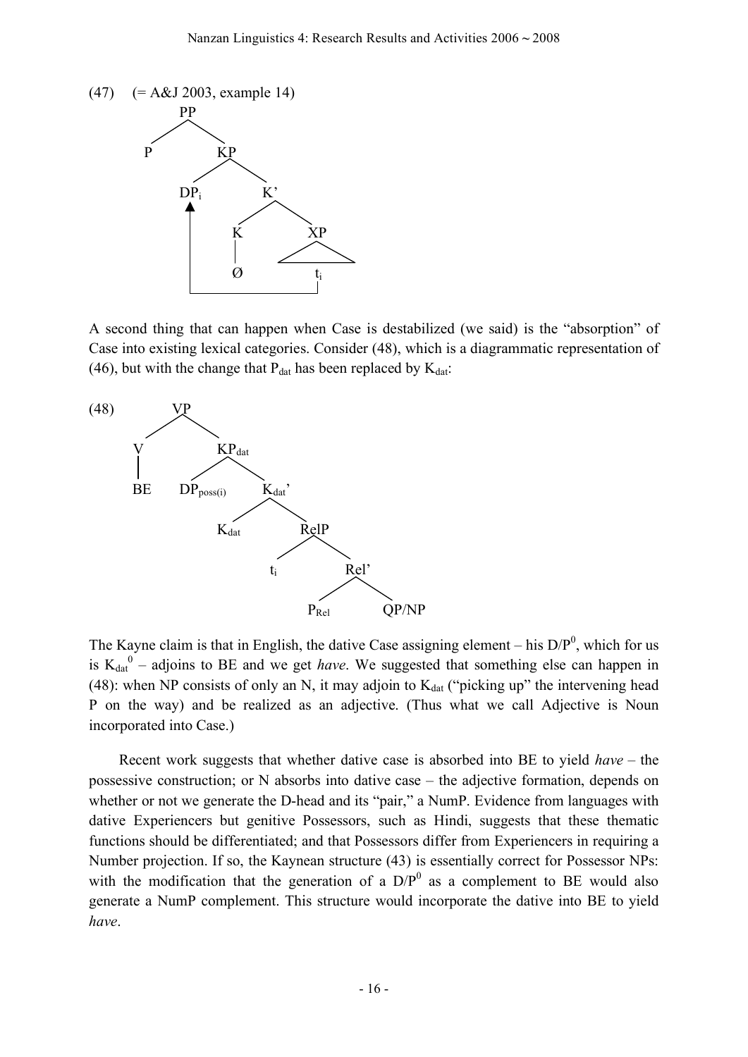(47) (= A&J 2003, example 14)

```
PP
├── P
└── KP
    ├── DP_i  ◄─────────────┐
    └── K'                  │
        ├── K               │
        │   └── Ø           │
        └── XP              │
            └── t_i ────────┘
```

A second thing that can happen when Case is destabilized (we said) is the "absorption" of Case into existing lexical categories. Consider (48), which is a diagrammatic representation of (46), but with the change that $P_{dat}$ has been replaced by $K_{dat}$:

(48)

```
VP
├── V
│   └── BE
└── KP_dat
    ├── DP_poss(i)
    └── K_dat'
        ├── K_dat
        └── RelP
            ├── t_i
            └── Rel'
                ├── P_Rel
                └── QP/NP
```

The Kayne claim is that in English, the dative Case assigning element – his $D/P^0$, which for us is $K_{dat}^0$ – adjoins to BE and we get *have*. We suggested that something else can happen in (48): when NP consists of only an N, it may adjoin to $K_{dat}$ ("picking up" the intervening head P on the way) and be realized as an adjective. (Thus what we call Adjective is Noun incorporated into Case.)

Recent work suggests that whether dative case is absorbed into BE to yield *have* – the possessive construction; or N absorbs into dative case – the adjective formation, depends on whether or not we generate the D-head and its "pair," a NumP. Evidence from languages with dative Experiencers but genitive Possessors, such as Hindi, suggests that these thematic functions should be differentiated; and that Possessors differ from Experiencers in requiring a Number projection. If so, the Kaynean structure (43) is essentially correct for Possessor NPs: with the modification that the generation of a $D/P^0$ as a complement to BE would also generate a NumP complement. This structure would incorporate the dative into BE to yield *have*.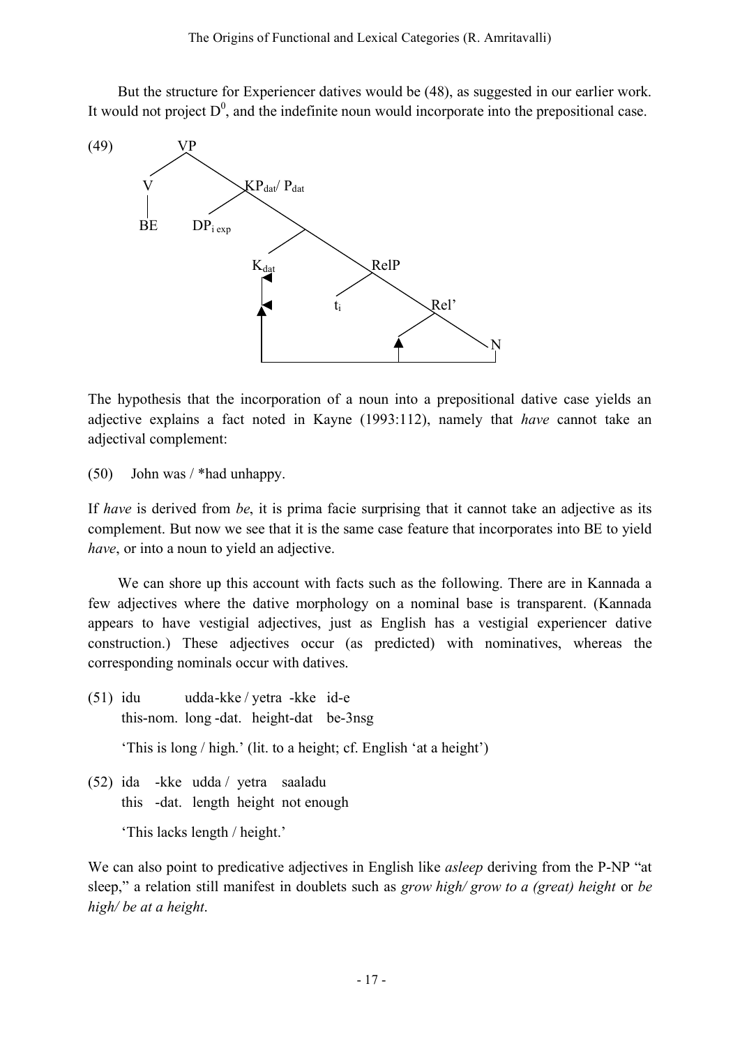But the structure for Experiencer datives would be (48), as suggested in our earlier work. It would not project $D^0$, and the indefinite noun would incorporate into the prepositional case.

(49)

```
              VP
            /    \
           V      KPdat/ Pdat
           |     /     \
          BE  DPi exp   .
                       /  \
                   Kdat    RelP
                          /    \
                        ti      Rel'
                               /    \
                                     N
```

The hypothesis that the incorporation of a noun into a prepositional dative case yields an adjective explains a fact noted in Kayne (1993:112), namely that *have* cannot take an adjectival complement:

(50) John was / *had unhappy.

If *have* is derived from *be*, it is prima facie surprising that it cannot take an adjective as its complement. But now we see that it is the same case feature that incorporates into BE to yield *have*, or into a noun to yield an adjective.

We can shore up this account with facts such as the following. There are in Kannada a few adjectives where the dative morphology on a nominal base is transparent. (Kannada appears to have vestigial adjectives, just as English has a vestigial experiencer dative construction.) These adjectives occur (as predicted) with nominatives, whereas the corresponding nominals occur with datives.

(51) idu udda-kke / yetra -kke id-e
this-nom. long -dat. height-dat be-3nsg

'This is long / high.' (lit. to a height; cf. English 'at a height')

(52) ida -kke udda / yetra saaladu
this -dat. length height not enough

'This lacks length / height.'

We can also point to predicative adjectives in English like *asleep* deriving from the P-NP "at sleep," a relation still manifest in doublets such as *grow high/ grow to a (great) height* or *be high/ be at a height*.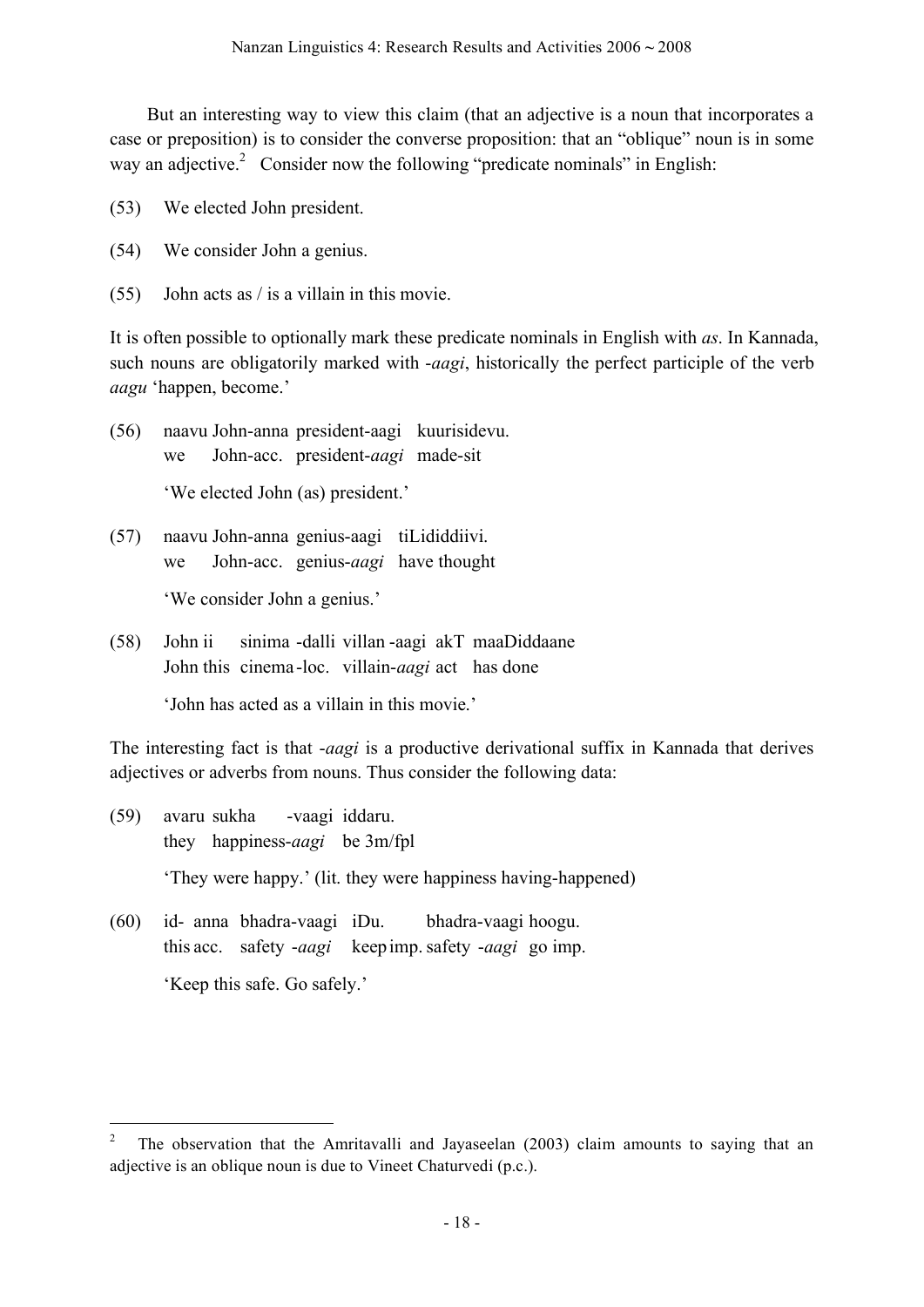But an interesting way to view this claim (that an adjective is a noun that incorporates a case or preposition) is to consider the converse proposition: that an "oblique" noun is in some way an adjective.[2] Consider now the following "predicate nominals" in English:

(53) We elected John president.

(54) We consider John a genius.

(55) John acts as / is a villain in this movie.

It is often possible to optionally mark these predicate nominals in English with *as*. In Kannada, such nouns are obligatorily marked with -*aagi*, historically the perfect participle of the verb *aagu* 'happen, become.'

(56) naavu John-anna president-aagi kuurisidevu.
we John-acc. president-*aagi* made-sit

'We elected John (as) president.'

(57) naavu John-anna genius-aagi tiLididdiivi.
we John-acc. genius-*aagi* have thought

'We consider John a genius.'

(58) John ii sinima -dalli villan -aagi akT maaDiddaane
John this cinema -loc. villain-*aagi* act has done

'John has acted as a villain in this movie.'

The interesting fact is that -*aagi* is a productive derivational suffix in Kannada that derives adjectives or adverbs from nouns. Thus consider the following data:

(59) avaru sukha -vaagi iddaru.
they happiness-*aagi* be 3m/fpl

'They were happy.' (lit. they were happiness having-happened)

(60) id- anna bhadra-vaagi iDu. bhadra-vaagi hoogu.
this acc. safety -*aagi* keep imp. safety -*aagi* go imp.

'Keep this safe. Go safely.'

---

[2] The observation that the Amritavalli and Jayaseelan (2003) claim amounts to saying that an adjective is an oblique noun is due to Vineet Chaturvedi (p.c.).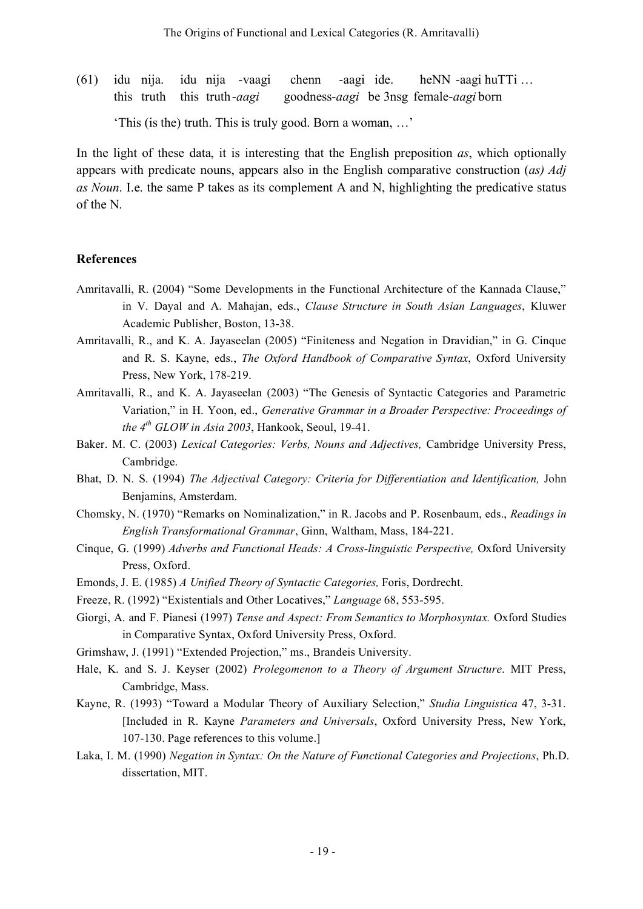(61) idu nija. idu nija -vaagi chenn -aagi ide. heNN -aagi huTTi …
this truth this truth-*aagi* goodness-*aagi* be 3nsg female-*aagi* born

'This (is the) truth. This is truly good. Born a woman, …'

In the light of these data, it is interesting that the English preposition *as*, which optionally appears with predicate nouns, appears also in the English comparative construction (*as) Adj as Noun*. I.e. the same P takes as its complement A and N, highlighting the predicative status of the N.

## References

Amritavalli, R. (2004) "Some Developments in the Functional Architecture of the Kannada Clause," in V. Dayal and A. Mahajan, eds., *Clause Structure in South Asian Languages*, Kluwer Academic Publisher, Boston, 13-38.

Amritavalli, R., and K. A. Jayaseelan (2005) "Finiteness and Negation in Dravidian," in G. Cinque and R. S. Kayne, eds., *The Oxford Handbook of Comparative Syntax*, Oxford University Press, New York, 178-219.

Amritavalli, R., and K. A. Jayaseelan (2003) "The Genesis of Syntactic Categories and Parametric Variation," in H. Yoon, ed., *Generative Grammar in a Broader Perspective: Proceedings of the 4th GLOW in Asia 2003*, Hankook, Seoul, 19-41.

Baker. M. C. (2003) *Lexical Categories: Verbs, Nouns and Adjectives,* Cambridge University Press, Cambridge.

Bhat, D. N. S. (1994) *The Adjectival Category: Criteria for Differentiation and Identification,* John Benjamins, Amsterdam.

Chomsky, N. (1970) "Remarks on Nominalization," in R. Jacobs and P. Rosenbaum, eds., *Readings in English Transformational Grammar*, Ginn, Waltham, Mass, 184-221.

Cinque, G. (1999) *Adverbs and Functional Heads: A Cross-linguistic Perspective,* Oxford University Press, Oxford.

Emonds, J. E. (1985) *A Unified Theory of Syntactic Categories,* Foris, Dordrecht.

Freeze, R. (1992) "Existentials and Other Locatives," *Language* 68, 553-595.

Giorgi, A. and F. Pianesi (1997) *Tense and Aspect: From Semantics to Morphosyntax.* Oxford Studies in Comparative Syntax, Oxford University Press, Oxford.

Grimshaw, J. (1991) "Extended Projection," ms., Brandeis University.

Hale, K. and S. J. Keyser (2002) *Prolegomenon to a Theory of Argument Structure*. MIT Press, Cambridge, Mass.

Kayne, R. (1993) "Toward a Modular Theory of Auxiliary Selection," *Studia Linguistica* 47, 3-31. [Included in R. Kayne *Parameters and Universals*, Oxford University Press, New York, 107-130. Page references to this volume.]

Laka, I. M. (1990) *Negation in Syntax: On the Nature of Functional Categories and Projections*, Ph.D. dissertation, MIT.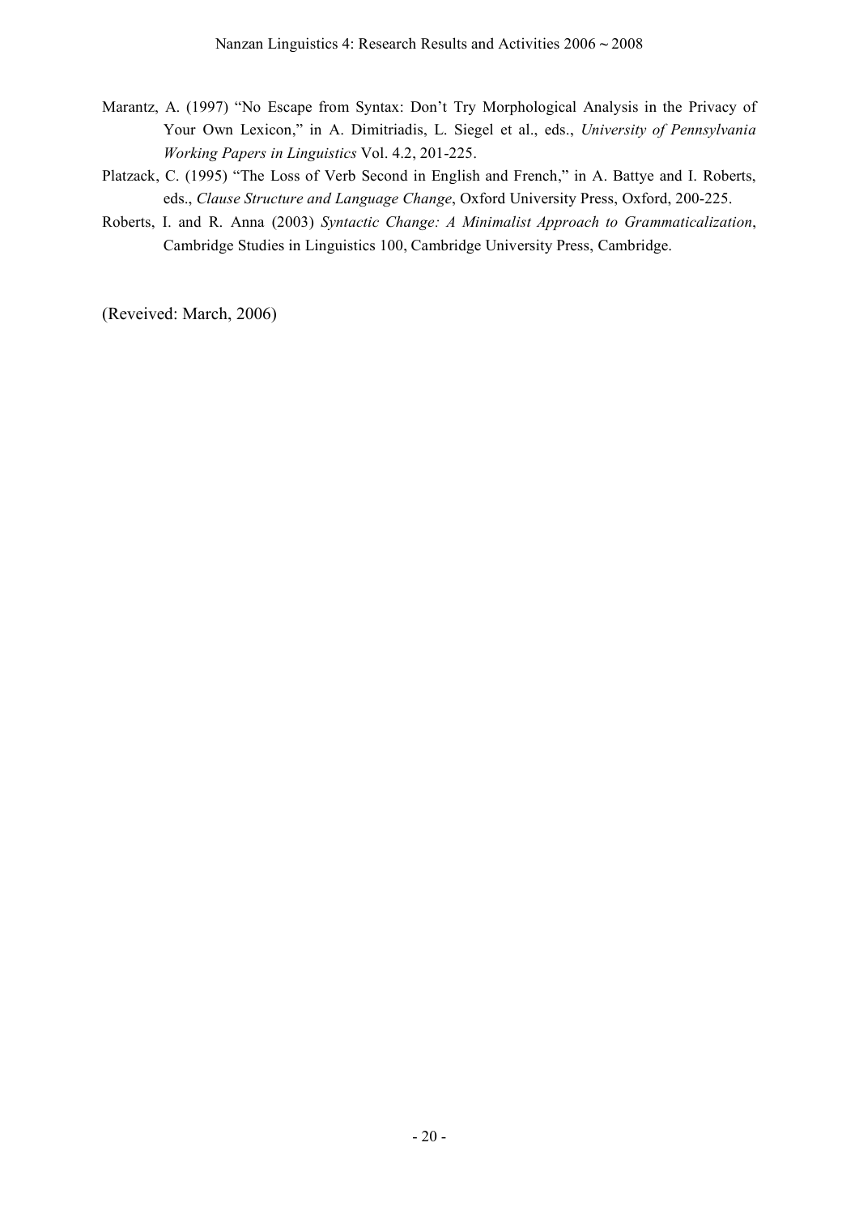Marantz, A. (1997) "No Escape from Syntax: Don't Try Morphological Analysis in the Privacy of Your Own Lexicon," in A. Dimitriadis, L. Siegel et al., eds., *University of Pennsylvania Working Papers in Linguistics* Vol. 4.2, 201-225.

Platzack, C. (1995) "The Loss of Verb Second in English and French," in A. Battye and I. Roberts, eds., *Clause Structure and Language Change*, Oxford University Press, Oxford, 200-225.

Roberts, I. and R. Anna (2003) *Syntactic Change: A Minimalist Approach to Grammaticalization*, Cambridge Studies in Linguistics 100, Cambridge University Press, Cambridge.

(Reveived: March, 2006)